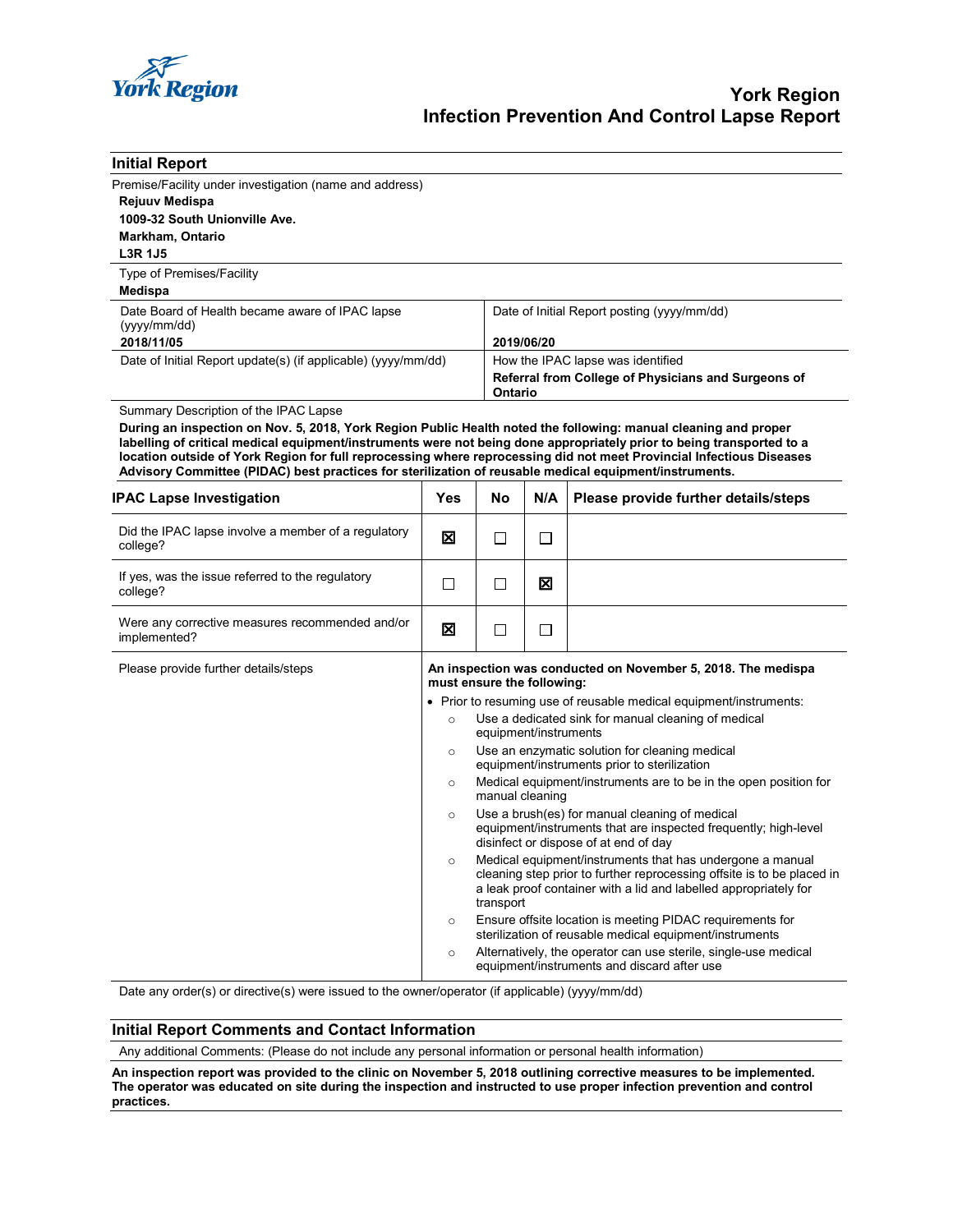# York Region
# Infection Prevention And Control Lapse Report

## Initial Report

Premise/Facility under investigation (name and address)

**Rejuuv Medispa**
**1009-32 South Unionville Ave.**
**Markham, Ontario**
**L3R 1J5**

Type of Premises/Facility

**Medispa**

| Date Board of Health became aware of IPAC lapse (yyyy/mm/dd) | Date of Initial Report posting (yyyy/mm/dd) |
|---|---|
| **2018/11/05** | **2019/06/20** |
| Date of Initial Report update(s) (if applicable) (yyyy/mm/dd) | How the IPAC lapse was identified |
| | **Referral from College of Physicians and Surgeons of Ontario** |

Summary Description of the IPAC Lapse

**During an inspection on Nov. 5, 2018, York Region Public Health noted the following: manual cleaning and proper labelling of critical medical equipment/instruments were not being done appropriately prior to being transported to a location outside of York Region for full reprocessing where reprocessing did not meet Provincial Infectious Diseases Advisory Committee (PIDAC) best practices for sterilization of reusable medical equipment/instruments.**

| IPAC Lapse Investigation | Yes | No | N/A | Please provide further details/steps |
|---|---|---|---|---|
| Did the IPAC lapse involve a member of a regulatory college? | ☒ | ☐ | ☐ | |
| If yes, was the issue referred to the regulatory college? | ☐ | ☐ | ☒ | |
| Were any corrective measures recommended and/or implemented? | ☒ | ☐ | ☐ | |

Please provide further details/steps

**An inspection was conducted on November 5, 2018. The medispa must ensure the following:**

- Prior to resuming use of reusable medical equipment/instruments:
  - Use a dedicated sink for manual cleaning of medical equipment/instruments
  - Use an enzymatic solution for cleaning medical equipment/instruments prior to sterilization
  - Medical equipment/instruments are to be in the open position for manual cleaning
  - Use a brush(es) for manual cleaning of medical equipment/instruments that are inspected frequently; high-level disinfect or dispose of at end of day
  - Medical equipment/instruments that has undergone a manual cleaning step prior to further reprocessing offsite is to be placed in a leak proof container with a lid and labelled appropriately for transport
  - Ensure offsite location is meeting PIDAC requirements for sterilization of reusable medical equipment/instruments
  - Alternatively, the operator can use sterile, single-use medical equipment/instruments and discard after use

Date any order(s) or directive(s) were issued to the owner/operator (if applicable) (yyyy/mm/dd)

## Initial Report Comments and Contact Information

Any additional Comments: (Please do not include any personal information or personal health information)

**An inspection report was provided to the clinic on November 5, 2018 outlining corrective measures to be implemented. The operator was educated on site during the inspection and instructed to use proper infection prevention and control practices.**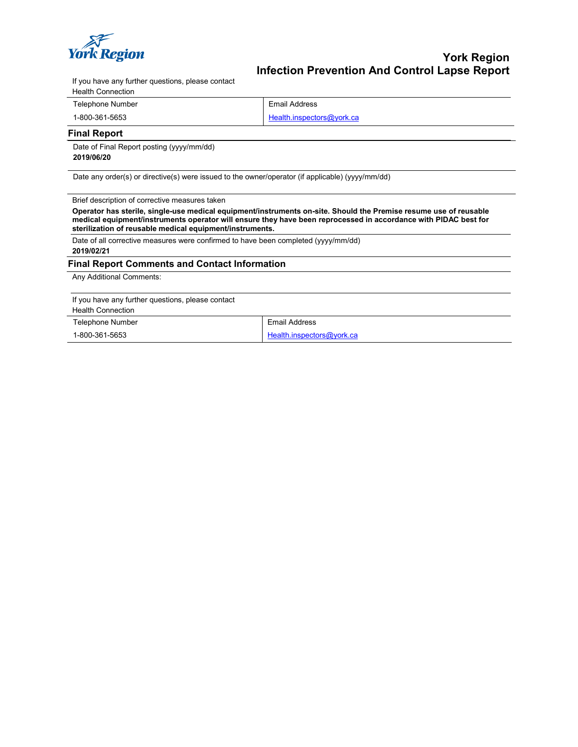# York Region
# Infection Prevention And Control Lapse Report

If you have any further questions, please contact
Health Connection

| Telephone Number | Email Address |
| --- | --- |
| 1-800-361-5653 | Health.inspectors@york.ca |

## Final Report

Date of Final Report posting (yyyy/mm/dd)
**2019/06/20**

Date any order(s) or directive(s) were issued to the owner/operator (if applicable) (yyyy/mm/dd)

Brief description of corrective measures taken
**Operator has sterile, single-use medical equipment/instruments on-site. Should the Premise resume use of reusable medical equipment/instruments operator will ensure they have been reprocessed in accordance with PIDAC best for sterilization of reusable medical equipment/instruments.**

Date of all corrective measures were confirmed to have been completed (yyyy/mm/dd)
**2019/02/21**

## Final Report Comments and Contact Information

Any Additional Comments:

If you have any further questions, please contact
Health Connection

| Telephone Number | Email Address |
| --- | --- |
| 1-800-361-5653 | Health.inspectors@york.ca |